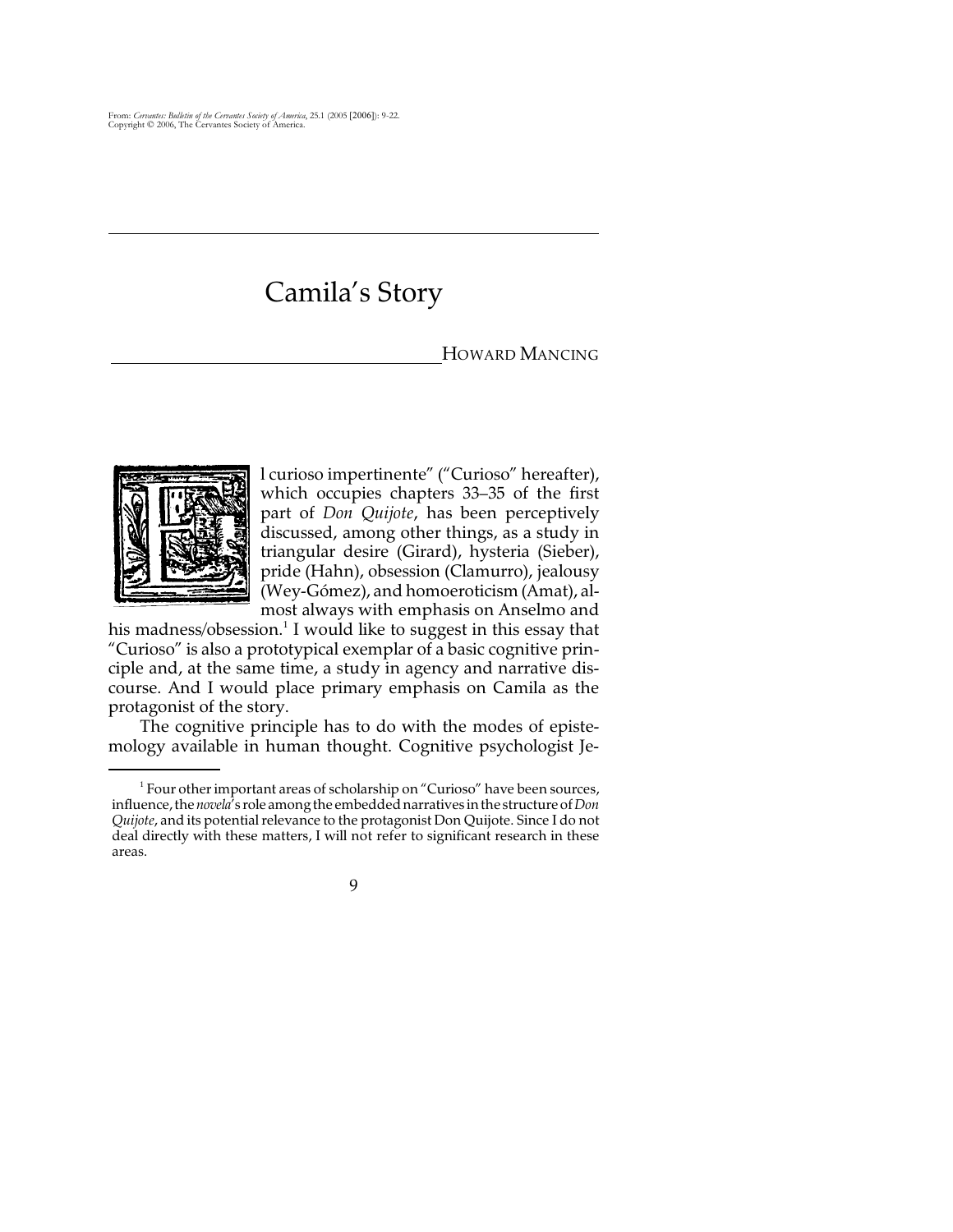# Camila's Story

HOWARD MANCING

"El curioso impertinente" ("Curioso" hereafter), which occupies chapters 33–35 of the first part of *Don Quijote*, has been perceptively discussed, among other things, as a study in triangular desire (Girard), hysteria (Sieber), pride (Hahn), obsession (Clamurro), jealousy (Wey-Gómez), and homoeroticism (Amat), almost always with emphasis on Anselmo and his madness/obsession.[1] I would like to suggest in this essay that "Curioso" is also a prototypical exemplar of a basic cognitive principle and, at the same time, a study in agency and narrative discourse. And I would place primary emphasis on Camila as the protagonist of the story.

The cognitive principle has to do with the modes of epistemology available in human thought. Cognitive psychologist Je-

[1] Four other important areas of scholarship on "Curioso" have been sources, influence, the *novela*'s role among the embedded narratives in the structure of *Don Quijote*, and its potential relevance to the protagonist Don Quijote. Since I do not deal directly with these matters, I will not refer to significant research in these areas.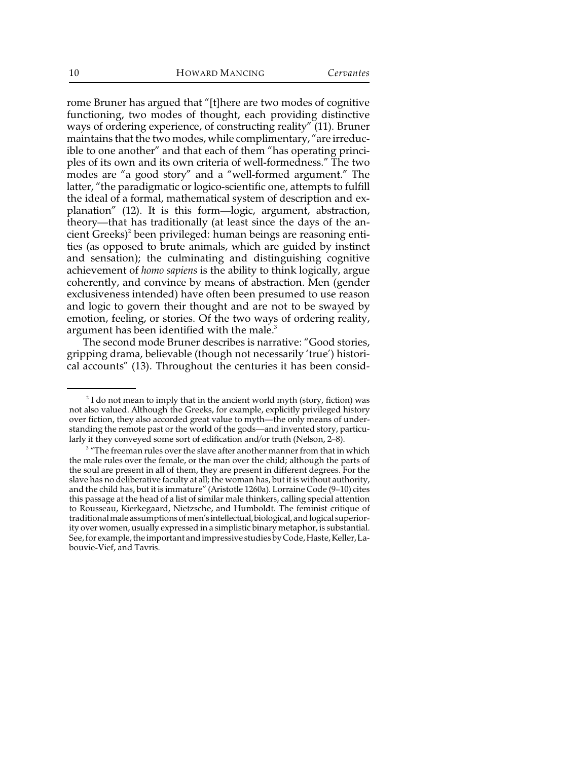rome Bruner has argued that "[t]here are two modes of cognitive functioning, two modes of thought, each providing distinctive ways of ordering experience, of constructing reality" (11). Bruner maintains that the two modes, while complimentary, "are irreducible to one another" and that each of them "has operating principles of its own and its own criteria of well-formedness." The two modes are "a good story" and a "well-formed argument." The latter, "the paradigmatic or logico-scientific one, attempts to fulfill the ideal of a formal, mathematical system of description and explanation" (12). It is this form—logic, argument, abstraction, theory—that has traditionally (at least since the days of the ancient Greeks)[2] been privileged: human beings are reasoning entities (as opposed to brute animals, which are guided by instinct and sensation); the culminating and distinguishing cognitive achievement of *homo sapiens* is the ability to think logically, argue coherently, and convince by means of abstraction. Men (gender exclusiveness intended) have often been presumed to use reason and logic to govern their thought and are not to be swayed by emotion, feeling, or stories. Of the two ways of ordering reality, argument has been identified with the male.[3]

The second mode Bruner describes is narrative: "Good stories, gripping drama, believable (though not necessarily 'true') historical accounts" (13). Throughout the centuries it has been consid-

---

[2] I do not mean to imply that in the ancient world myth (story, fiction) was not also valued. Although the Greeks, for example, explicitly privileged history over fiction, they also accorded great value to myth—the only means of understanding the remote past or the world of the gods—and invented story, particularly if they conveyed some sort of edification and/or truth (Nelson, 2–8).

[3] "The freeman rules over the slave after another manner from that in which the male rules over the female, or the man over the child; although the parts of the soul are present in all of them, they are present in different degrees. For the slave has no deliberative faculty at all; the woman has, but it is without authority, and the child has, but it is immature" (Aristotle 1260a). Lorraine Code (9–10) cites this passage at the head of a list of similar male thinkers, calling special attention to Rousseau, Kierkegaard, Nietzsche, and Humboldt. The feminist critique of traditional male assumptions of men's intellectual, biological, and logical superiority over women, usually expressed in a simplistic binary metaphor, is substantial. See, for example, the important and impressive studies by Code, Haste, Keller, Labouvie-Vief, and Tavris.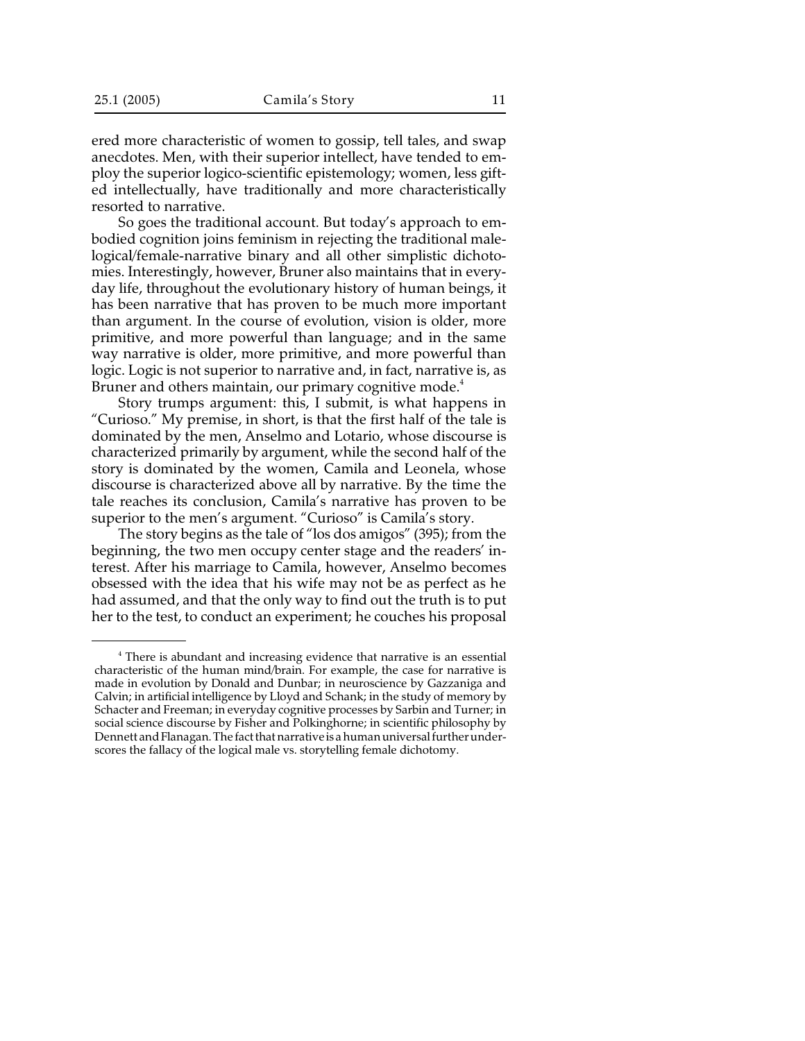ered more characteristic of women to gossip, tell tales, and swap anecdotes. Men, with their superior intellect, have tended to employ the superior logico-scientific epistemology; women, less gifted intellectually, have traditionally and more characteristically resorted to narrative.

So goes the traditional account. But today's approach to embodied cognition joins feminism in rejecting the traditional male-logical/female-narrative binary and all other simplistic dichotomies. Interestingly, however, Bruner also maintains that in everyday life, throughout the evolutionary history of human beings, it has been narrative that has proven to be much more important than argument. In the course of evolution, vision is older, more primitive, and more powerful than language; and in the same way narrative is older, more primitive, and more powerful than logic. Logic is not superior to narrative and, in fact, narrative is, as Bruner and others maintain, our primary cognitive mode.[4]

Story trumps argument: this, I submit, is what happens in "Curioso." My premise, in short, is that the first half of the tale is dominated by the men, Anselmo and Lotario, whose discourse is characterized primarily by argument, while the second half of the story is dominated by the women, Camila and Leonela, whose discourse is characterized above all by narrative. By the time the tale reaches its conclusion, Camila's narrative has proven to be superior to the men's argument. "Curioso" is Camila's story.

The story begins as the tale of "los dos amigos" (395); from the beginning, the two men occupy center stage and the readers' interest. After his marriage to Camila, however, Anselmo becomes obsessed with the idea that his wife may not be as perfect as he had assumed, and that the only way to find out the truth is to put her to the test, to conduct an experiment; he couches his proposal

[4] There is abundant and increasing evidence that narrative is an essential characteristic of the human mind/brain. For example, the case for narrative is made in evolution by Donald and Dunbar; in neuroscience by Gazzaniga and Calvin; in artificial intelligence by Lloyd and Schank; in the study of memory by Schacter and Freeman; in everyday cognitive processes by Sarbin and Turner; in social science discourse by Fisher and Polkinghorne; in scientific philosophy by Dennett and Flanagan. The fact that narrative is a human universal further underscores the fallacy of the logical male vs. storytelling female dichotomy.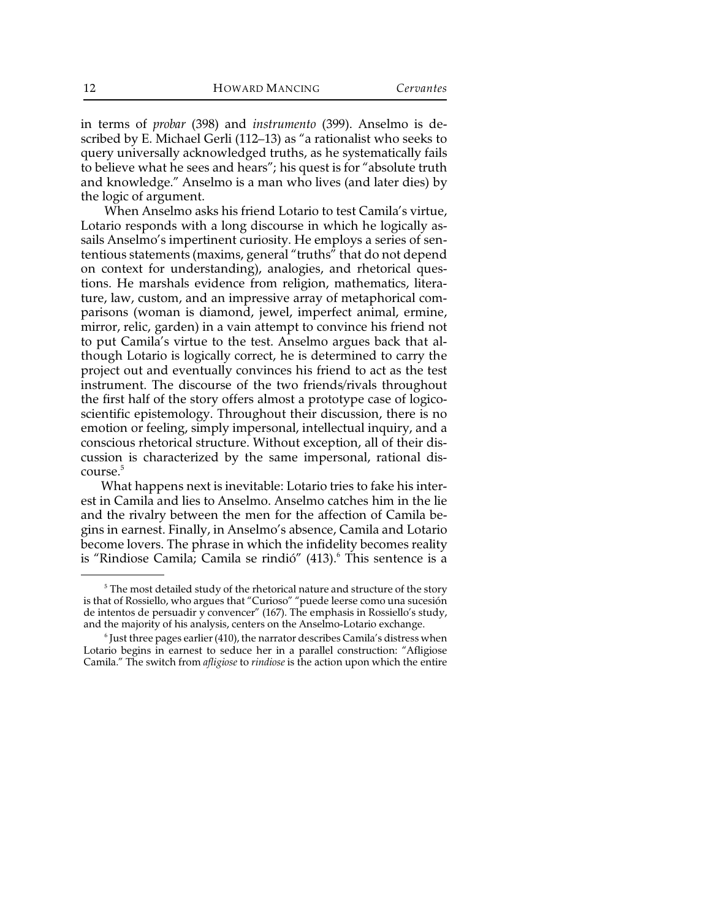in terms of *probar* (398) and *instrumento* (399). Anselmo is described by E. Michael Gerli (112–13) as "a rationalist who seeks to query universally acknowledged truths, as he systematically fails to believe what he sees and hears"; his quest is for "absolute truth and knowledge." Anselmo is a man who lives (and later dies) by the logic of argument.

When Anselmo asks his friend Lotario to test Camila's virtue, Lotario responds with a long discourse in which he logically assails Anselmo's impertinent curiosity. He employs a series of sententious statements (maxims, general "truths" that do not depend on context for understanding), analogies, and rhetorical questions. He marshals evidence from religion, mathematics, literature, law, custom, and an impressive array of metaphorical comparisons (woman is diamond, jewel, imperfect animal, ermine, mirror, relic, garden) in a vain attempt to convince his friend not to put Camila's virtue to the test. Anselmo argues back that although Lotario is logically correct, he is determined to carry the project out and eventually convinces his friend to act as the test instrument. The discourse of the two friends/rivals throughout the first half of the story offers almost a prototype case of logico-scientific epistemology. Throughout their discussion, there is no emotion or feeling, simply impersonal, intellectual inquiry, and a conscious rhetorical structure. Without exception, all of their discussion is characterized by the same impersonal, rational discourse.[5]

What happens next is inevitable: Lotario tries to fake his interest in Camila and lies to Anselmo. Anselmo catches him in the lie and the rivalry between the men for the affection of Camila begins in earnest. Finally, in Anselmo's absence, Camila and Lotario become lovers. The phrase in which the infidelity becomes reality is "Rindiose Camila; Camila se rindió" (413).[6] This sentence is a

---

[5] The most detailed study of the rhetorical nature and structure of the story is that of Rossiello, who argues that "Curioso" "puede leerse como una sucesión de intentos de persuadir y convencer" (167). The emphasis in Rossiello's study, and the majority of his analysis, centers on the Anselmo-Lotario exchange.

[6] Just three pages earlier (410), the narrator describes Camila's distress when Lotario begins in earnest to seduce her in a parallel construction: "Afligiose Camila." The switch from *afligiose* to *rindiose* is the action upon which the entire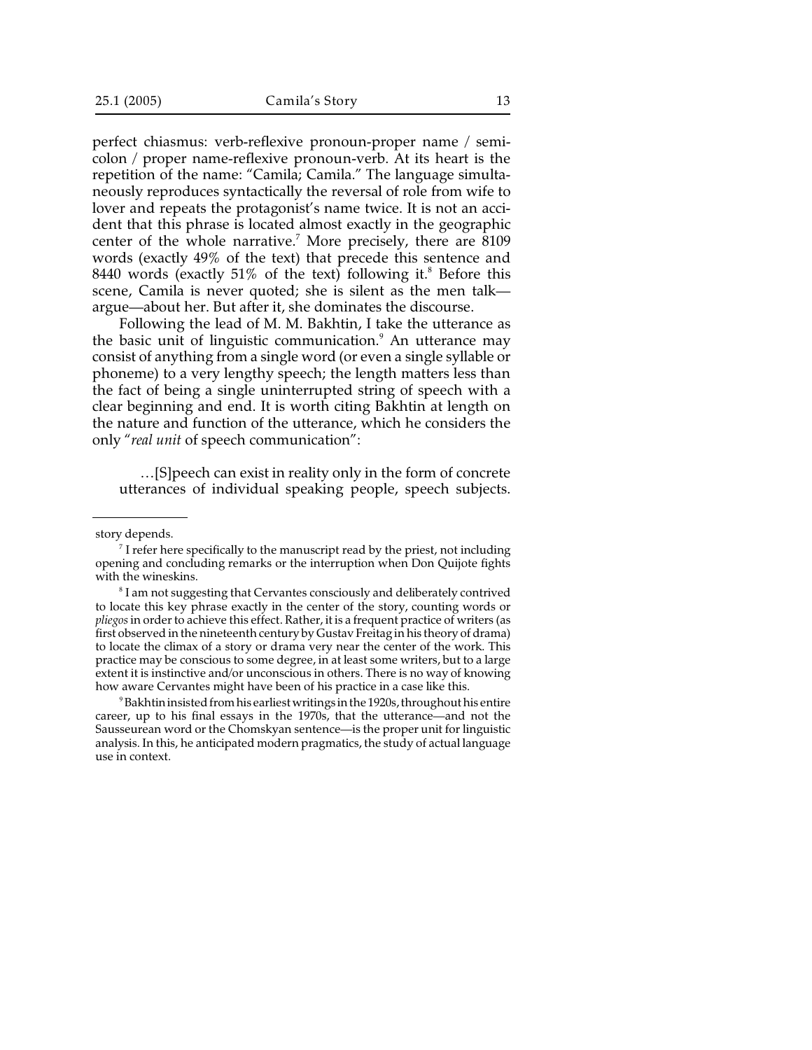perfect chiasmus: verb-reflexive pronoun-proper name / semicolon / proper name-reflexive pronoun-verb. At its heart is the repetition of the name: "Camila; Camila." The language simultaneously reproduces syntactically the reversal of role from wife to lover and repeats the protagonist's name twice. It is not an accident that this phrase is located almost exactly in the geographic center of the whole narrative.[7] More precisely, there are 8109 words (exactly 49% of the text) that precede this sentence and 8440 words (exactly 51% of the text) following it.[8] Before this scene, Camila is never quoted; she is silent as the men talk—argue—about her. But after it, she dominates the discourse.

Following the lead of M. M. Bakhtin, I take the utterance as the basic unit of linguistic communication.[9] An utterance may consist of anything from a single word (or even a single syllable or phoneme) to a very lengthy speech; the length matters less than the fact of being a single uninterrupted string of speech with a clear beginning and end. It is worth citing Bakhtin at length on the nature and function of the utterance, which he considers the only "*real unit* of speech communication":

> …[S]peech can exist in reality only in the form of concrete utterances of individual speaking people, speech subjects.

---

story depends.

[7] I refer here specifically to the manuscript read by the priest, not including opening and concluding remarks or the interruption when Don Quijote fights with the wineskins.

[8] I am not suggesting that Cervantes consciously and deliberately contrived to locate this key phrase exactly in the center of the story, counting words or *pliegos* in order to achieve this effect. Rather, it is a frequent practice of writers (as first observed in the nineteenth century by Gustav Freitag in his theory of drama) to locate the climax of a story or drama very near the center of the work. This practice may be conscious to some degree, in at least some writers, but to a large extent it is instinctive and/or unconscious in others. There is no way of knowing how aware Cervantes might have been of his practice in a case like this.

[9] Bakhtin insisted from his earliest writings in the 1920s, throughout his entire career, up to his final essays in the 1970s, that the utterance—and not the Sausseurean word or the Chomskyan sentence—is the proper unit for linguistic analysis. In this, he anticipated modern pragmatics, the study of actual language use in context.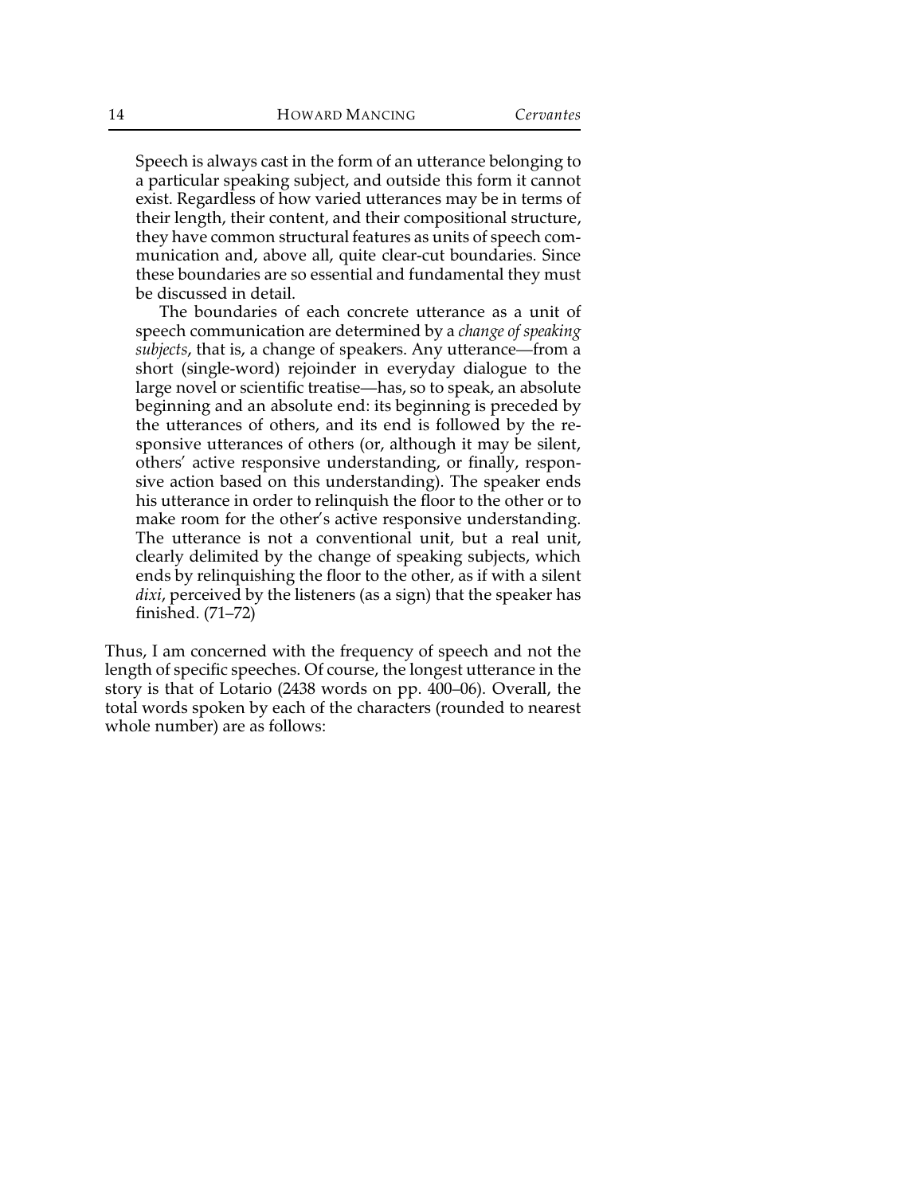> Speech is always cast in the form of an utterance belonging to a particular speaking subject, and outside this form it cannot exist. Regardless of how varied utterances may be in terms of their length, their content, and their compositional structure, they have common structural features as units of speech communication and, above all, quite clear-cut boundaries. Since these boundaries are so essential and fundamental they must be discussed in detail.
>
> The boundaries of each concrete utterance as a unit of speech communication are determined by a *change of speaking subjects*, that is, a change of speakers. Any utterance—from a short (single-word) rejoinder in everyday dialogue to the large novel or scientific treatise—has, so to speak, an absolute beginning and an absolute end: its beginning is preceded by the utterances of others, and its end is followed by the responsive utterances of others (or, although it may be silent, others' active responsive understanding, or finally, responsive action based on this understanding). The speaker ends his utterance in order to relinquish the floor to the other or to make room for the other's active responsive understanding. The utterance is not a conventional unit, but a real unit, clearly delimited by the change of speaking subjects, which ends by relinquishing the floor to the other, as if with a silent *dixi*, perceived by the listeners (as a sign) that the speaker has finished. (71–72)

Thus, I am concerned with the frequency of speech and not the length of specific speeches. Of course, the longest utterance in the story is that of Lotario (2438 words on pp. 400–06). Overall, the total words spoken by each of the characters (rounded to nearest whole number) are as follows: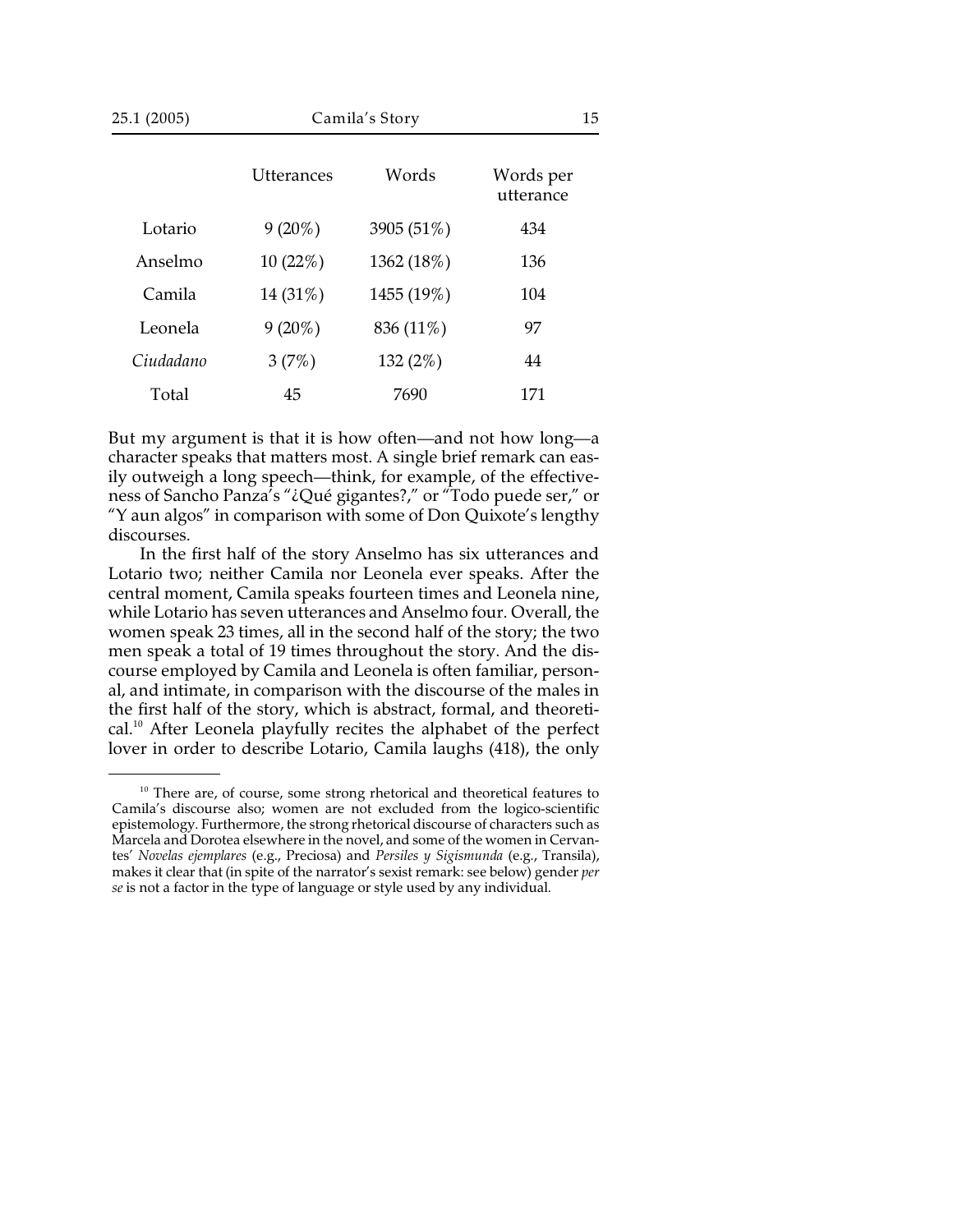| | Utterances | Words | Words per utterance |
|---|---|---|---|
| Lotario | 9 (20%) | 3905 (51%) | 434 |
| Anselmo | 10 (22%) | 1362 (18%) | 136 |
| Camila | 14 (31%) | 1455 (19%) | 104 |
| Leonela | 9 (20%) | 836 (11%) | 97 |
| *Ciudadano* | 3 (7%) | 132 (2%) | 44 |
| Total | 45 | 7690 | 171 |

But my argument is that it is how often—and not how long—a character speaks that matters most. A single brief remark can easily outweigh a long speech—think, for example, of the effectiveness of Sancho Panza's "¿Qué gigantes?," or "Todo puede ser," or "Y aun algos" in comparison with some of Don Quixote's lengthy discourses.

In the first half of the story Anselmo has six utterances and Lotario two; neither Camila nor Leonela ever speaks. After the central moment, Camila speaks fourteen times and Leonela nine, while Lotario has seven utterances and Anselmo four. Overall, the women speak 23 times, all in the second half of the story; the two men speak a total of 19 times throughout the story. And the discourse employed by Camila and Leonela is often familiar, personal, and intimate, in comparison with the discourse of the males in the first half of the story, which is abstract, formal, and theoretical.[10] After Leonela playfully recites the alphabet of the perfect lover in order to describe Lotario, Camila laughs (418), the only

[10] There are, of course, some strong rhetorical and theoretical features to Camila's discourse also; women are not excluded from the logico-scientific epistemology. Furthermore, the strong rhetorical discourse of characters such as Marcela and Dorotea elsewhere in the novel, and some of the women in Cervantes' *Novelas ejemplares* (e.g., Preciosa) and *Persiles y Sigismunda* (e.g., Transila), makes it clear that (in spite of the narrator's sexist remark: see below) gender *per se* is not a factor in the type of language or style used by any individual.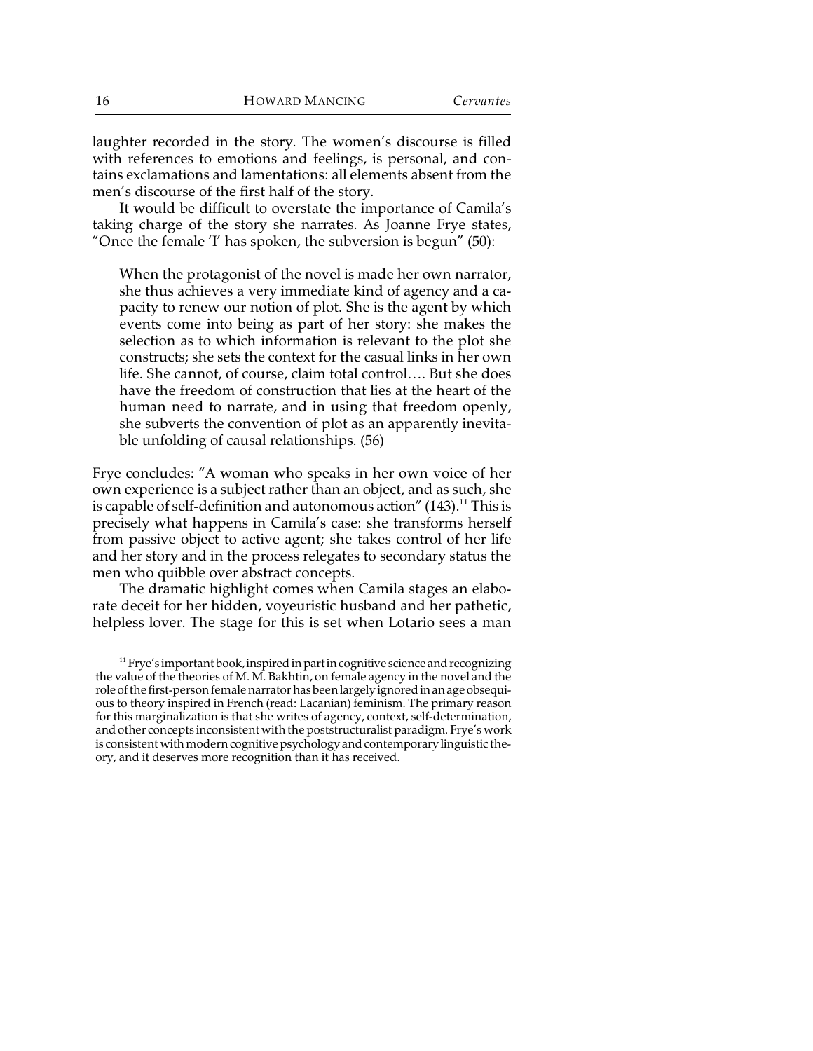laughter recorded in the story. The women's discourse is filled with references to emotions and feelings, is personal, and contains exclamations and lamentations: all elements absent from the men's discourse of the first half of the story.

It would be difficult to overstate the importance of Camila's taking charge of the story she narrates. As Joanne Frye states, "Once the female 'I' has spoken, the subversion is begun" (50):

> When the protagonist of the novel is made her own narrator, she thus achieves a very immediate kind of agency and a capacity to renew our notion of plot. She is the agent by which events come into being as part of her story: she makes the selection as to which information is relevant to the plot she constructs; she sets the context for the casual links in her own life. She cannot, of course, claim total control…. But she does have the freedom of construction that lies at the heart of the human need to narrate, and in using that freedom openly, she subverts the convention of plot as an apparently inevitable unfolding of causal relationships. (56)

Frye concludes: "A woman who speaks in her own voice of her own experience is a subject rather than an object, and as such, she is capable of self-definition and autonomous action" (143).[11] This is precisely what happens in Camila's case: she transforms herself from passive object to active agent; she takes control of her life and her story and in the process relegates to secondary status the men who quibble over abstract concepts.

The dramatic highlight comes when Camila stages an elaborate deceit for her hidden, voyeuristic husband and her pathetic, helpless lover. The stage for this is set when Lotario sees a man

---

[11] Frye's important book, inspired in part in cognitive science and recognizing the value of the theories of M. M. Bakhtin, on female agency in the novel and the role of the first-person female narrator has been largely ignored in an age obsequious to theory inspired in French (read: Lacanian) feminism. The primary reason for this marginalization is that she writes of agency, context, self-determination, and other concepts inconsistent with the poststructuralist paradigm. Frye's work is consistent with modern cognitive psychology and contemporary linguistic theory, and it deserves more recognition than it has received.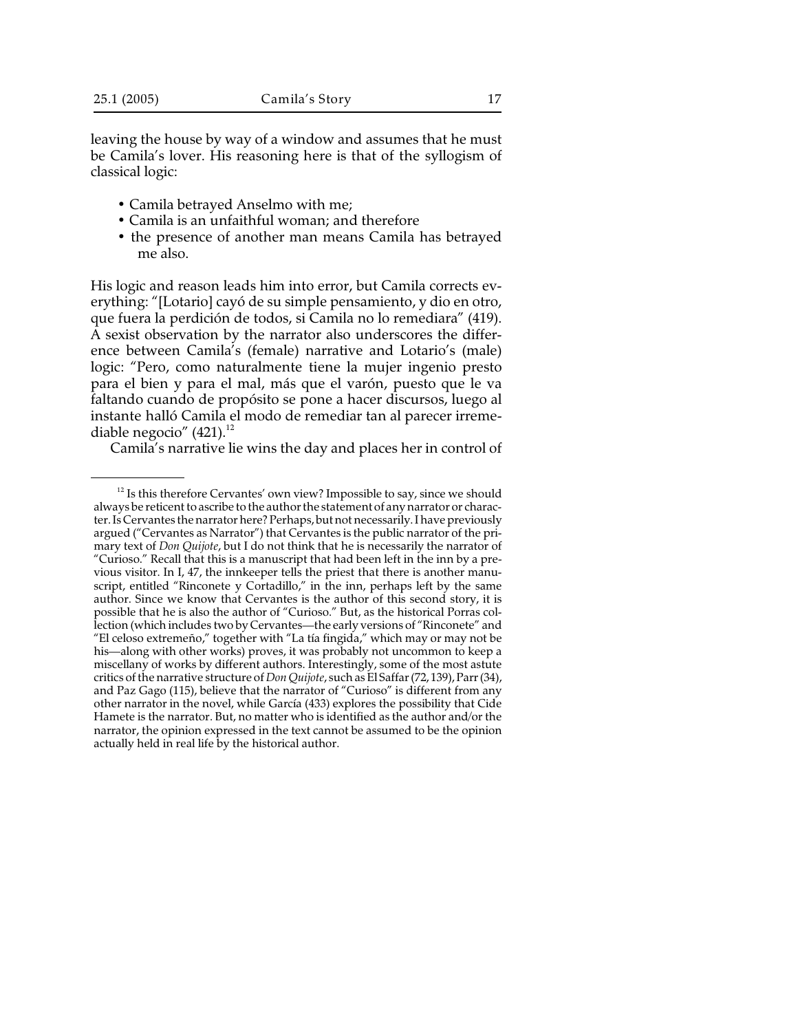leaving the house by way of a window and assumes that he must be Camila's lover. His reasoning here is that of the syllogism of classical logic:

- Camila betrayed Anselmo with me;
- Camila is an unfaithful woman; and therefore
- the presence of another man means Camila has betrayed me also.

His logic and reason leads him into error, but Camila corrects everything: "[Lotario] cayó de su simple pensamiento, y dio en otro, que fuera la perdición de todos, si Camila no lo remediara" (419). A sexist observation by the narrator also underscores the difference between Camila's (female) narrative and Lotario's (male) logic: "Pero, como naturalmente tiene la mujer ingenio presto para el bien y para el mal, más que el varón, puesto que le va faltando cuando de propósito se pone a hacer discursos, luego al instante halló Camila el modo de remediar tan al parecer irremediable negocio" (421).[12]

Camila's narrative lie wins the day and places her in control of

---

[12] Is this therefore Cervantes' own view? Impossible to say, since we should always be reticent to ascribe to the author the statement of any narrator or character. Is Cervantes the narrator here? Perhaps, but not necessarily. I have previously argued ("Cervantes as Narrator") that Cervantes is the public narrator of the primary text of *Don Quijote*, but I do not think that he is necessarily the narrator of "Curioso." Recall that this is a manuscript that had been left in the inn by a previous visitor. In I, 47, the innkeeper tells the priest that there is another manuscript, entitled "Rinconete y Cortadillo," in the inn, perhaps left by the same author. Since we know that Cervantes is the author of this second story, it is possible that he is also the author of "Curioso." But, as the historical Porras collection (which includes two by Cervantes—the early versions of "Rinconete" and "El celoso extremeño," together with "La tía fingida," which may or may not be his—along with other works) proves, it was probably not uncommon to keep a miscellany of works by different authors. Interestingly, some of the most astute critics of the narrative structure of *Don Quijote*, such as El Saffar (72, 139), Parr (34), and Paz Gago (115), believe that the narrator of "Curioso" is different from any other narrator in the novel, while García (433) explores the possibility that Cide Hamete is the narrator. But, no matter who is identified as the author and/or the narrator, the opinion expressed in the text cannot be assumed to be the opinion actually held in real life by the historical author.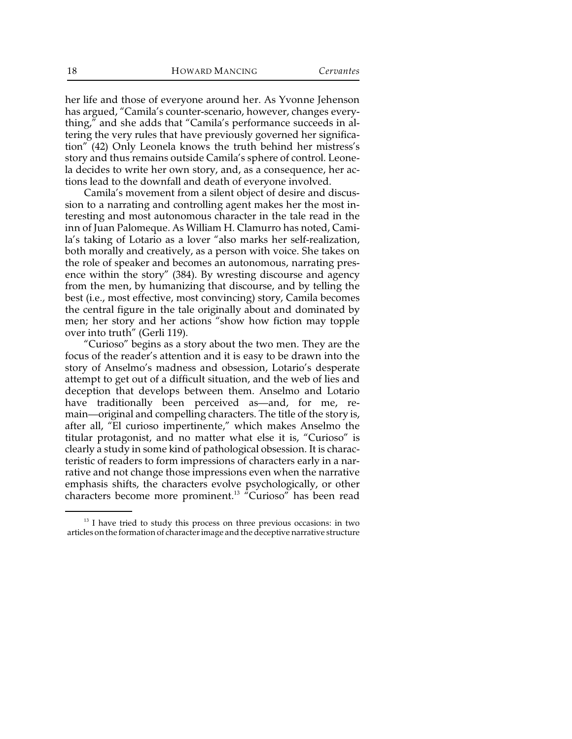her life and those of everyone around her. As Yvonne Jehenson has argued, "Camila's counter-scenario, however, changes everything," and she adds that "Camila's performance succeeds in altering the very rules that have previously governed her signification" (42) Only Leonela knows the truth behind her mistress's story and thus remains outside Camila's sphere of control. Leonela decides to write her own story, and, as a consequence, her actions lead to the downfall and death of everyone involved.

Camila's movement from a silent object of desire and discussion to a narrating and controlling agent makes her the most interesting and most autonomous character in the tale read in the inn of Juan Palomeque. As William H. Clamurro has noted, Camila's taking of Lotario as a lover "also marks her self-realization, both morally and creatively, as a person with voice. She takes on the role of speaker and becomes an autonomous, narrating presence within the story" (384). By wresting discourse and agency from the men, by humanizing that discourse, and by telling the best (i.e., most effective, most convincing) story, Camila becomes the central figure in the tale originally about and dominated by men; her story and her actions "show how fiction may topple over into truth" (Gerli 119).

"Curioso" begins as a story about the two men. They are the focus of the reader's attention and it is easy to be drawn into the story of Anselmo's madness and obsession, Lotario's desperate attempt to get out of a difficult situation, and the web of lies and deception that develops between them. Anselmo and Lotario have traditionally been perceived as—and, for me, remain—original and compelling characters. The title of the story is, after all, "El curioso impertinente," which makes Anselmo the titular protagonist, and no matter what else it is, "Curioso" is clearly a study in some kind of pathological obsession. It is characteristic of readers to form impressions of characters early in a narrative and not change those impressions even when the narrative emphasis shifts, the characters evolve psychologically, or other characters become more prominent.[13] "Curioso" has been read

[13] I have tried to study this process on three previous occasions: in two articles on the formation of character image and the deceptive narrative structure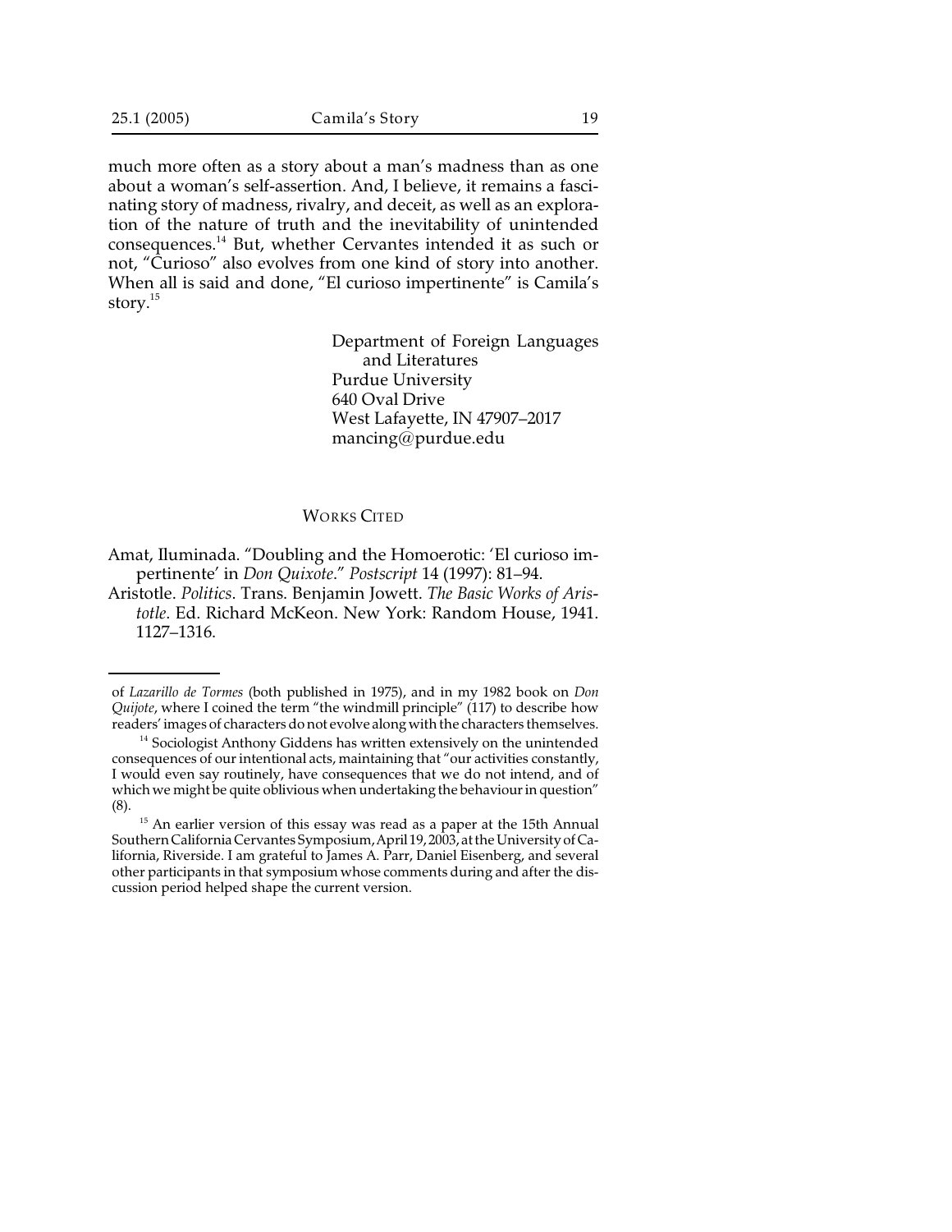much more often as a story about a man's madness than as one about a woman's self-assertion. And, I believe, it remains a fascinating story of madness, rivalry, and deceit, as well as an exploration of the nature of truth and the inevitability of unintended consequences.[14] But, whether Cervantes intended it as such or not, "Curioso" also evolves from one kind of story into another. When all is said and done, "El curioso impertinente" is Camila's story.[15]

Department of Foreign Languages
and Literatures
Purdue University
640 Oval Drive
West Lafayette, IN 47907–2017
mancing@purdue.edu

## Works Cited

Amat, Iluminada. "Doubling and the Homoerotic: 'El curioso impertinente' in *Don Quixote*." *Postscript* 14 (1997): 81–94.

Aristotle. *Politics*. Trans. Benjamin Jowett. *The Basic Works of Aristotle*. Ed. Richard McKeon. New York: Random House, 1941. 1127–1316.

---

of *Lazarillo de Tormes* (both published in 1975), and in my 1982 book on *Don Quijote*, where I coined the term "the windmill principle" (117) to describe how readers' images of characters do not evolve along with the characters themselves.

[14] Sociologist Anthony Giddens has written extensively on the unintended consequences of our intentional acts, maintaining that "our activities constantly, I would even say routinely, have consequences that we do not intend, and of which we might be quite oblivious when undertaking the behaviour in question" (8).

[15] An earlier version of this essay was read as a paper at the 15th Annual Southern California Cervantes Symposium, April 19, 2003, at the University of California, Riverside. I am grateful to James A. Parr, Daniel Eisenberg, and several other participants in that symposium whose comments during and after the discussion period helped shape the current version.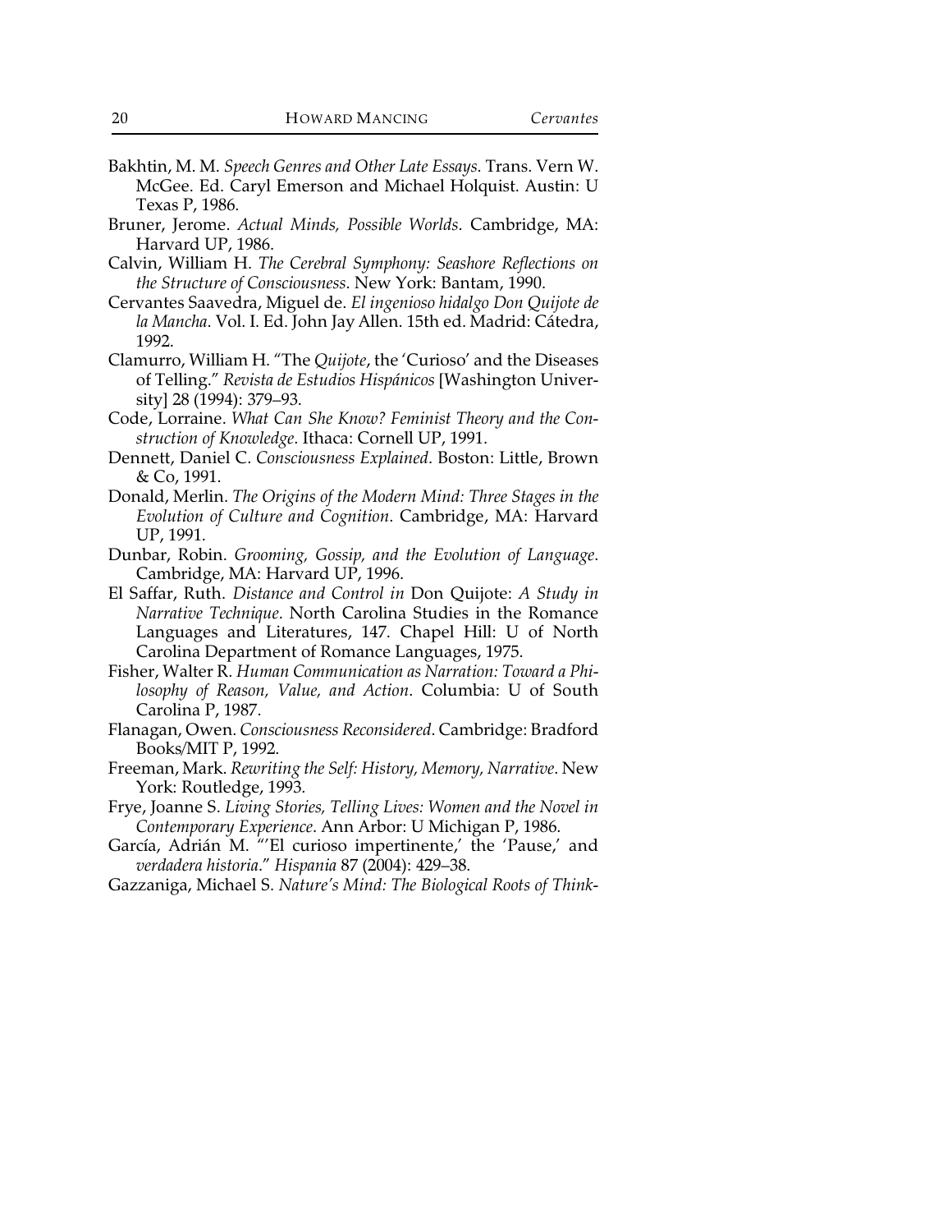Bakhtin, M. M. *Speech Genres and Other Late Essays*. Trans. Vern W. McGee. Ed. Caryl Emerson and Michael Holquist. Austin: U Texas P, 1986.

Bruner, Jerome. *Actual Minds, Possible Worlds*. Cambridge, MA: Harvard UP, 1986.

Calvin, William H. *The Cerebral Symphony: Seashore Reflections on the Structure of Consciousness*. New York: Bantam, 1990.

Cervantes Saavedra, Miguel de. *El ingenioso hidalgo Don Quijote de la Mancha*. Vol. I. Ed. John Jay Allen. 15th ed. Madrid: Cátedra, 1992.

Clamurro, William H. "The *Quijote*, the 'Curioso' and the Diseases of Telling." *Revista de Estudios Hispánicos* [Washington University] 28 (1994): 379–93.

Code, Lorraine. *What Can She Know? Feminist Theory and the Construction of Knowledge*. Ithaca: Cornell UP, 1991.

Dennett, Daniel C. *Consciousness Explained*. Boston: Little, Brown & Co, 1991.

Donald, Merlin. *The Origins of the Modern Mind: Three Stages in the Evolution of Culture and Cognition*. Cambridge, MA: Harvard UP, 1991.

Dunbar, Robin. *Grooming, Gossip, and the Evolution of Language*. Cambridge, MA: Harvard UP, 1996.

El Saffar, Ruth. *Distance and Control in* Don Quijote: *A Study in Narrative Technique*. North Carolina Studies in the Romance Languages and Literatures, 147. Chapel Hill: U of North Carolina Department of Romance Languages, 1975.

Fisher, Walter R. *Human Communication as Narration: Toward a Philosophy of Reason, Value, and Action*. Columbia: U of South Carolina P, 1987.

Flanagan, Owen. *Consciousness Reconsidered*. Cambridge: Bradford Books/MIT P, 1992.

Freeman, Mark. *Rewriting the Self: History, Memory, Narrative*. New York: Routledge, 1993.

Frye, Joanne S. *Living Stories, Telling Lives: Women and the Novel in Contemporary Experience*. Ann Arbor: U Michigan P, 1986.

García, Adrián M. "'El curioso impertinente,' the 'Pause,' and *verdadera historia*." *Hispania* 87 (2004): 429–38.

Gazzaniga, Michael S. *Nature's Mind: The Biological Roots of Think-*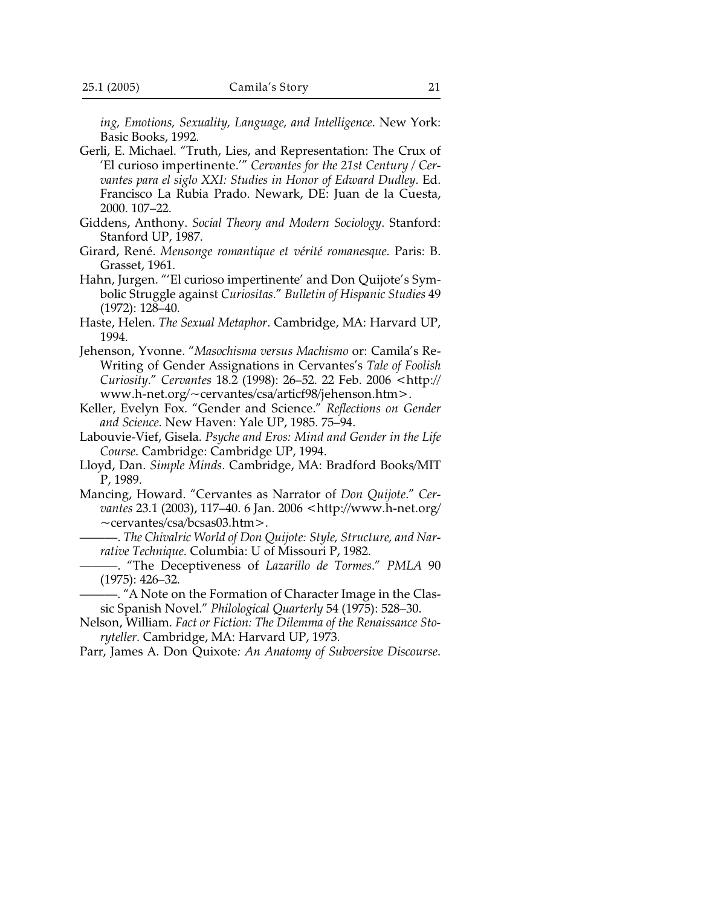*ing, Emotions, Sexuality, Language, and Intelligence*. New York: Basic Books, 1992.

Gerli, E. Michael. "Truth, Lies, and Representation: The Crux of 'El curioso impertinente.'" *Cervantes for the 21st Century / Cervantes para el siglo XXI: Studies in Honor of Edward Dudley*. Ed. Francisco La Rubia Prado. Newark, DE: Juan de la Cuesta, 2000. 107–22.

Giddens, Anthony. *Social Theory and Modern Sociology*. Stanford: Stanford UP, 1987.

Girard, René. *Mensonge romantique et vérité romanesque*. Paris: B. Grasset, 1961.

Hahn, Jurgen. "'El curioso impertinente' and Don Quijote's Symbolic Struggle against *Curiositas*." *Bulletin of Hispanic Studies* 49 (1972): 128–40.

Haste, Helen. *The Sexual Metaphor*. Cambridge, MA: Harvard UP, 1994.

Jehenson, Yvonne. "*Masochisma versus Machismo* or: Camila's Re-Writing of Gender Assignations in Cervantes's *Tale of Foolish Curiosity*." *Cervantes* 18.2 (1998): 26–52. 22 Feb. 2006 <http://www.h-net.org/~cervantes/csa/articf98/jehenson.htm>.

Keller, Evelyn Fox. "Gender and Science." *Reflections on Gender and Science*. New Haven: Yale UP, 1985. 75–94.

Labouvie-Vief, Gisela. *Psyche and Eros: Mind and Gender in the Life Course*. Cambridge: Cambridge UP, 1994.

Lloyd, Dan. *Simple Minds*. Cambridge, MA: Bradford Books/MIT P, 1989.

Mancing, Howard. "Cervantes as Narrator of *Don Quijote*." *Cervantes* 23.1 (2003), 117–40. 6 Jan. 2006 <http://www.h-net.org/~cervantes/csa/bcsas03.htm>.

———. *The Chivalric World of Don Quijote: Style, Structure, and Narrative Technique*. Columbia: U of Missouri P, 1982.

———. "The Deceptiveness of *Lazarillo de Tormes*." *PMLA* 90 (1975): 426–32.

———. "A Note on the Formation of Character Image in the Classic Spanish Novel." *Philological Quarterly* 54 (1975): 528–30.

Nelson, William. *Fact or Fiction: The Dilemma of the Renaissance Storyteller*. Cambridge, MA: Harvard UP, 1973.

Parr, James A. Don Quixote*: An Anatomy of Subversive Discourse*.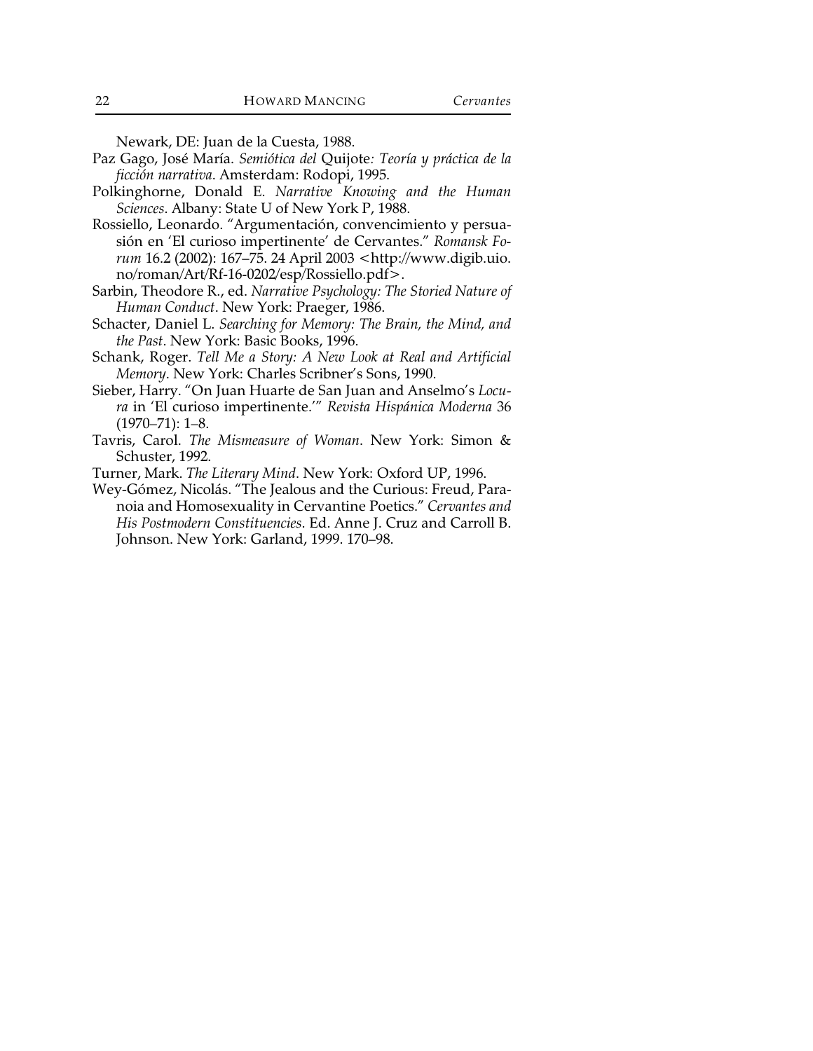Newark, DE: Juan de la Cuesta, 1988.

Paz Gago, José María. *Semiótica del* Quijote*: Teoría y práctica de la ficción narrativa*. Amsterdam: Rodopi, 1995.

Polkinghorne, Donald E. *Narrative Knowing and the Human Sciences*. Albany: State U of New York P, 1988.

Rossiello, Leonardo. "Argumentación, convencimiento y persuasión en 'El curioso impertinente' de Cervantes." *Romansk Forum* 16.2 (2002): 167–75. 24 April 2003 <http://www.digib.uio.no/roman/Art/Rf-16-0202/esp/Rossiello.pdf>.

Sarbin, Theodore R., ed. *Narrative Psychology: The Storied Nature of Human Conduct*. New York: Praeger, 1986.

Schacter, Daniel L. *Searching for Memory: The Brain, the Mind, and the Past*. New York: Basic Books, 1996.

Schank, Roger. *Tell Me a Story: A New Look at Real and Artificial Memory*. New York: Charles Scribner's Sons, 1990.

Sieber, Harry. "On Juan Huarte de San Juan and Anselmo's *Locura* in 'El curioso impertinente.'" *Revista Hispánica Moderna* 36 (1970–71): 1–8.

Tavris, Carol. *The Mismeasure of Woman*. New York: Simon & Schuster, 1992.

Turner, Mark. *The Literary Mind*. New York: Oxford UP, 1996.

Wey-Gómez, Nicolás. "The Jealous and the Curious: Freud, Paranoia and Homosexuality in Cervantine Poetics." *Cervantes and His Postmodern Constituencies*. Ed. Anne J. Cruz and Carroll B. Johnson. New York: Garland, 1999. 170–98.